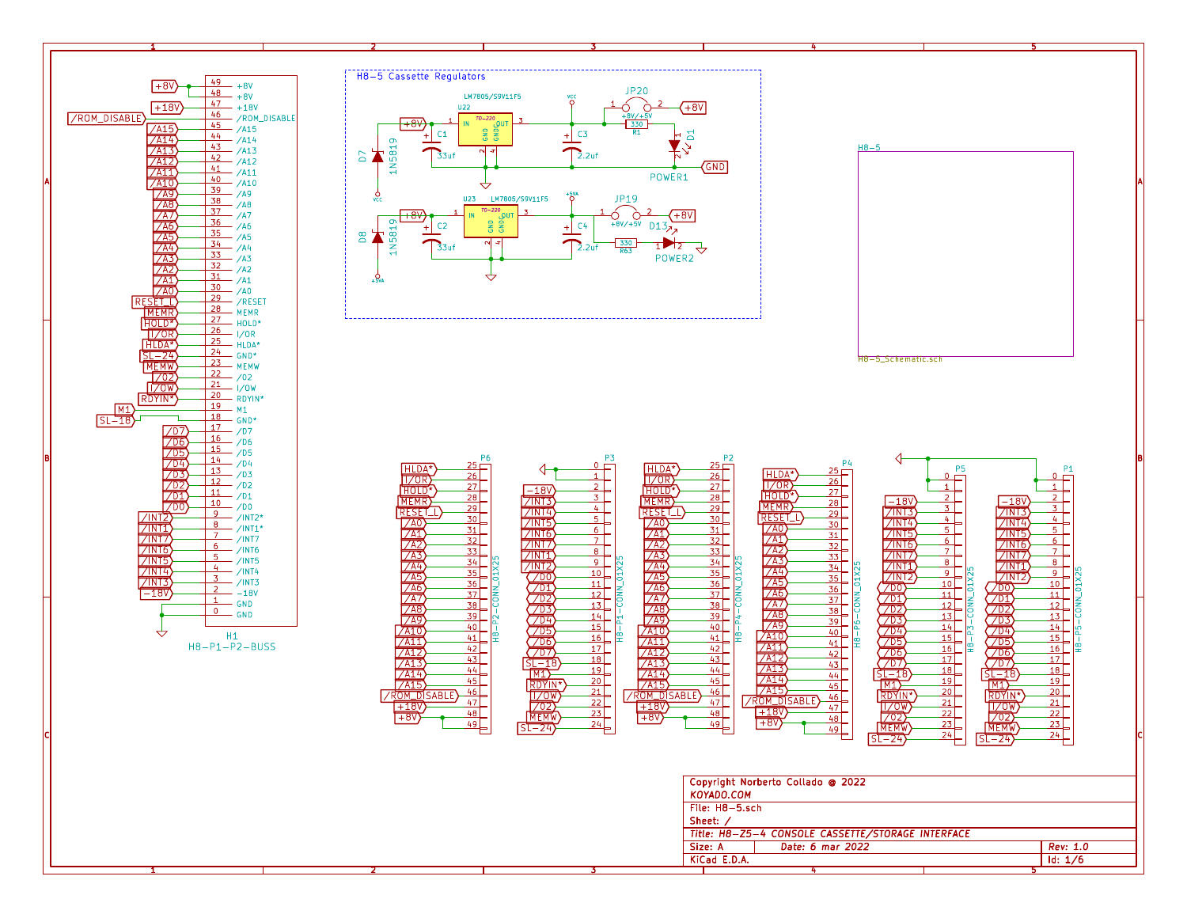H8-5 Cassette Regulators

U22 LM7805/S9V11F5

U23 LM7805/S9V11F5

C1 33uf, C2 33uf, C3 2.2uf, C4 2.2uf

D7 1N5819, D8 1N5819

JP20 +8V/+5V, JP19 +8V/+5V

R1 330, R63 330

D13, D1

POWER1, POWER2

H8-5

H8-5_Schematic.sch

H1 H8-P1-P2-BUSS

| Pin | Signal |
|---|---|
| 49 | +8V |
| 48 | +8V |
| 47 | +18V |
| 46 | /ROM_DISABLE |
| 45 | /A15 |
| 44 | /A14 |
| 43 | /A13 |
| 42 | /A12 |
| 41 | /A11 |
| 40 | /A10 |
| 39 | /A9 |
| 38 | /A8 |
| 37 | /A7 |
| 36 | /A6 |
| 35 | /A5 |
| 34 | /A4 |
| 33 | /A3 |
| 32 | /A2 |
| 31 | /A1 |
| 30 | /A0 |
| 29 | /RESET |
| 28 | MEMR |
| 27 | HOLD* |
| 26 | I/OR |
| 25 | HLDA* |
| 24 | GND* |
| 23 | MEMW |
| 22 | /02 |
| 21 | I/OW |
| 20 | RDYIN* |
| 19 | M1 |
| 18 | GND* |
| 17 | /D7 |
| 16 | /D6 |
| 15 | /D5 |
| 14 | /D4 |
| 13 | /D3 |
| 12 | /D2 |
| 11 | /D1 |
| 10 | /D0 |
| 9 | /INT2* |
| 8 | /INT1* |
| 7 | /INT7 |
| 6 | /INT6 |
| 5 | /INT5 |
| 4 | /INT4 |
| 3 | /INT3 |
| 2 | -18V |
| 1 | GND |
| 0 | GND |

P6 H8-P2-CONN_01X25, P2 H8-P4-CONN_01X25, P4 H8-P6-CONN_01X25

| Pin | Signal |
|---|---|
| 25 | HLDA* |
| 26 | I/OR |
| 27 | HOLD* |
| 28 | MEMR |
| 29 | RESET_L |
| 30 | /A0 |
| 31 | /A1 |
| 32 | /A2 |
| 33 | /A3 |
| 34 | /A4 |
| 35 | /A5 |
| 36 | /A6 |
| 37 | /A7 |
| 38 | /A8 |
| 39 | /A9 |
| 40 | /A10 |
| 41 | /A11 |
| 42 | /A12 |
| 43 | /A13 |
| 44 | /A14 |
| 45 | /A15 |
| 46 | /ROM_DISABLE |
| 47 | +18V |
| 48 | +8V |
| 49 | +8V |

P3 H8-P1-CONN_01X25, P5 H8-P3-CONN_01X25, P1 H8-P5-CONN_01X25

| Pin | Signal |
|---|---|
| 0 | GND |
| 1 | GND |
| 2 | -18V |
| 3 | /INT3 |
| 4 | /INT4 |
| 5 | /INT5 |
| 6 | /INT6 |
| 7 | /INT7 |
| 8 | /INT1 |
| 9 | /INT2 |
| 10 | /D0 |
| 11 | /D1 |
| 12 | /D2 |
| 13 | /D3 |
| 14 | /D4 |
| 15 | /D5 |
| 16 | /D6 |
| 17 | /D7 |
| 18 | SL-18 |
| 19 | M1 |
| 20 | RDYIN* |
| 21 | I/OW |
| 22 | /02 |
| 23 | MEMW |
| 24 | SL-24 |

Copyright Norberto Collado @ 2022
KOYADO.COM

File: H8-5.sch

Sheet: /

Title: H8-Z5-4 CONSOLE CASSETTE/STORAGE INTERFACE

Size: A | Date: 6 mar 2022 | Rev: 1.0

KiCad E.D.A. | Id: 1/6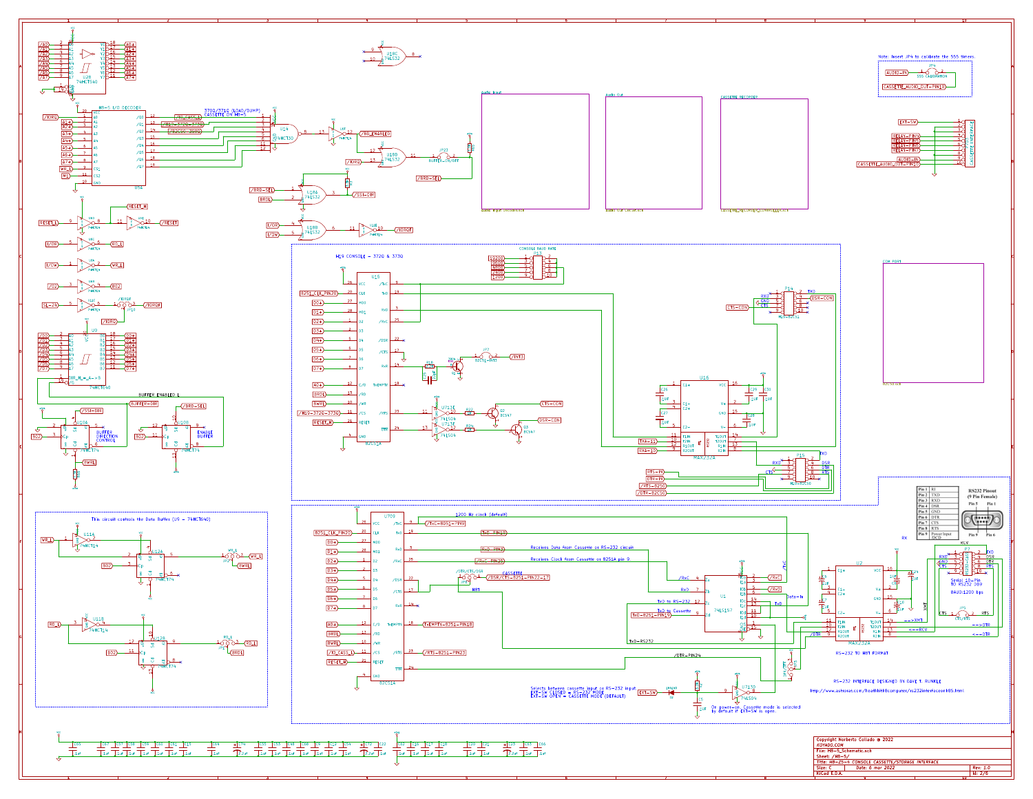Note: Insert JP4 to calibrate the 555 timers.

H8-5 I/O DECODER

3700/3710 (LOAD/DUMP) CASSETTE ON H8-5

BUFFER ENABLED L

BUFFER DIRECTION CONTROL

ENABLE BUFFER

This circuit controls the Data Buffer (U9 - 74HCT640)

H19 CONSOLE - 3720 & 3730

CONSOLE BAUD RATE

1200 Hz clock (default)

Receives Data from Cassette or RS-232 circuit

Receives Clock from Cassette or 8251A pin 9.

Selects between cassette input or RS-232 input
EXT-SW CLOSED = RS-232 MODE
EXT-SW OPEN = CASSETTE MODE (DEFAULT)

On power-on, Cassette mode is selected by default if EXT-SW is open.

RS-232 TO H8T FORMAT

RS-232 INTERFACE DESIGNED BY DAVE T. RUNKLE

http://www.astronat.com/heathkith8computer/rs232interfaceonh8.html

**RS232 Pinout (9 Pin Female)**

| Pin | Signal |
|---|---|
| Pin 1 | RI |
| Pin 2 | TXD |
| Pin 3 | RXD |
| Pin 4 | DSR |
| Pin 5 | GND |
| Pin 6 | DTR |
| Pin 7 | CTS |
| Pin 8 | RTS |
| Pin 9 | Power Input (DCD) |

Serial 10-Pin TO RS232 DB9

BAUD:1200 bps

Audio Input

Audio Out

CASSETTE RECORDER

COM PORT

CASSETTE INTERFACE

Copyright Norberto Collado @ 2022
KOYADO.COM
File: H8-5_Schematic.sch
Sheet: /H8-5/
Title: H8-Z5-4 CONSOLE CASSETTE/STORAGE INTERFACE
Size: C  Date: 6 mar 2022  Rev: 1.0
KiCad E.D.A.  Id: 2/6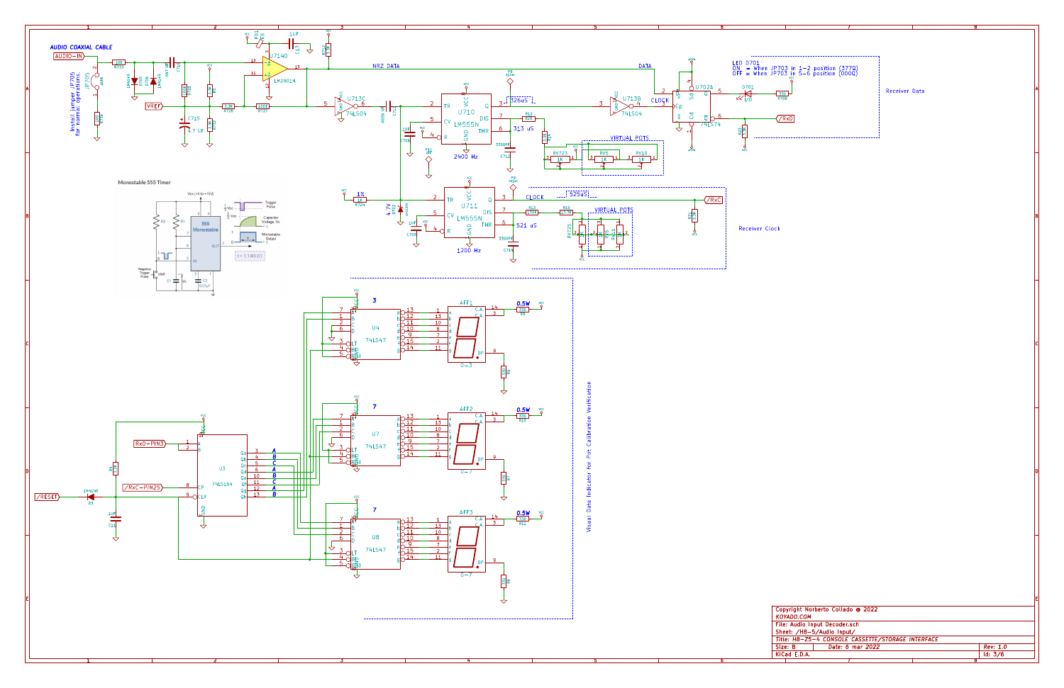AUDIO COAXIAL CABLE

AUDIO-IN

Install jumper JP705 for normal operations

VREF

NRZ DATA

DATA

CLOCK

Receiver Data

LED D701
ON = When JP703 in 1-2 position (377Q)
OFF = When JP703 in 5-6 position (000Q)

U710 LM555N

2400 Hz

3260S

313 uS

VIRTUAL POTS

U711 LM555N

1200 Hz

CLOCK

525uS

521 uS

VIRTUAL POTS

/RxC

/RxD

Receiver Clock

Monostable 555 Timer

Visual Data Indicator for Pot Calibration Verification

U4 74LS47

U7 74LS47

U8 74LS47

AFF1

AFF2

AFF3

0.5W

U3 74LS164

RxD-PIN3

/RxC-PIN25

/RESET

| |
|---|
| Copyright Norberto Collado @ 2022 |
| KOYADO.COM |
| File: Audio Input Decoder.sch |
| Sheet: /H8-5/Audio Input/ |
| Title: H8-Z5-4 CONSOLE CASSETTE/STORAGE INTERFACE |
| Size: B   Date: 6 mar 2022   Rev: 1.0 |
| KiCad E.D.A.   Id: 3/6 |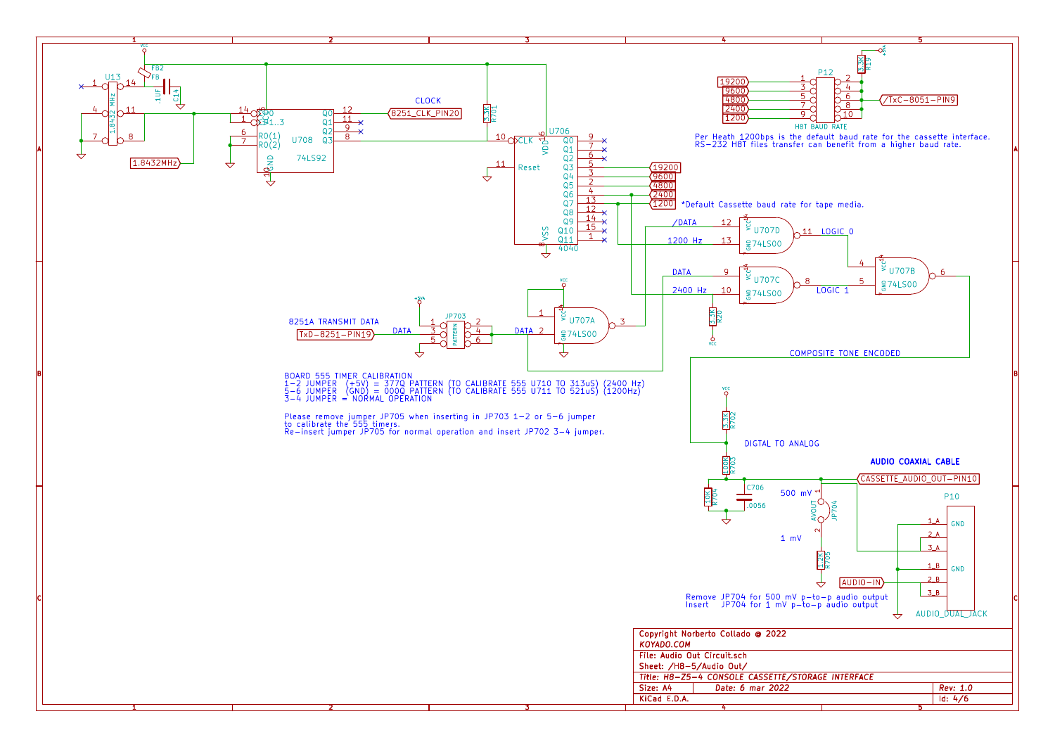CLOCK

8251_CLK_PIN20

1.8432MHz

Per Heath 1200bps is the default baud rate for the cassette interface.
RS-232 H8T files transfer can benefit from a higher baud rate.

H8T BAUD RATE

/TxC-8051-PIN9

*Default Cassette baud rate for tape media.

8251A TRANSMIT DATA

TxD-8251-PIN19

LOGIC 0

LOGIC 1

COMPOSITE TONE ENCODED

BOARD 555 TIMER CALIBRATION
1-2 JUMPER (+5V) = 377Q PATTERN (TO CALIBRATE 555 U710 TO 313uS) (2400 Hz)
5-6 JUMPER (GND) = 000Q PATTERN (TO CALIBRATE 555 U711 TO 521uS) (1200Hz)
3-4 JUMPER = NORMAL OPERATION

Please remove jumper JP705 when inserting in JP703 1-2 or 5-6 jumper
to calibrate the 555 timers.
Re-insert jumper JP705 for normal operation and insert JP702 3-4 jumper.

DIGTAL TO ANALOG

**AUDIO COAXIAL CABLE**

CASSETTE_AUDIO_OUT-PIN10

500 mV

1 mV

AUDIO-IN

AUDIO_DUAL_JACK

Remove JP704 for 500 mV p-to-p audio output
Insert JP704 for 1 mV p-to-p audio output

Copyright Norberto Collado @ 2022
KOYADO.COM

File: Audio Out Circuit.sch
Sheet: /H8-Z5-4/Audio Out/
Title: H8-Z5-4 CONSOLE CASSETTE/STORAGE INTERFACE

Size: A4 | Date: 6 mar 2022 | Rev: 1.0
KiCad E.D.A. | Id: 4/6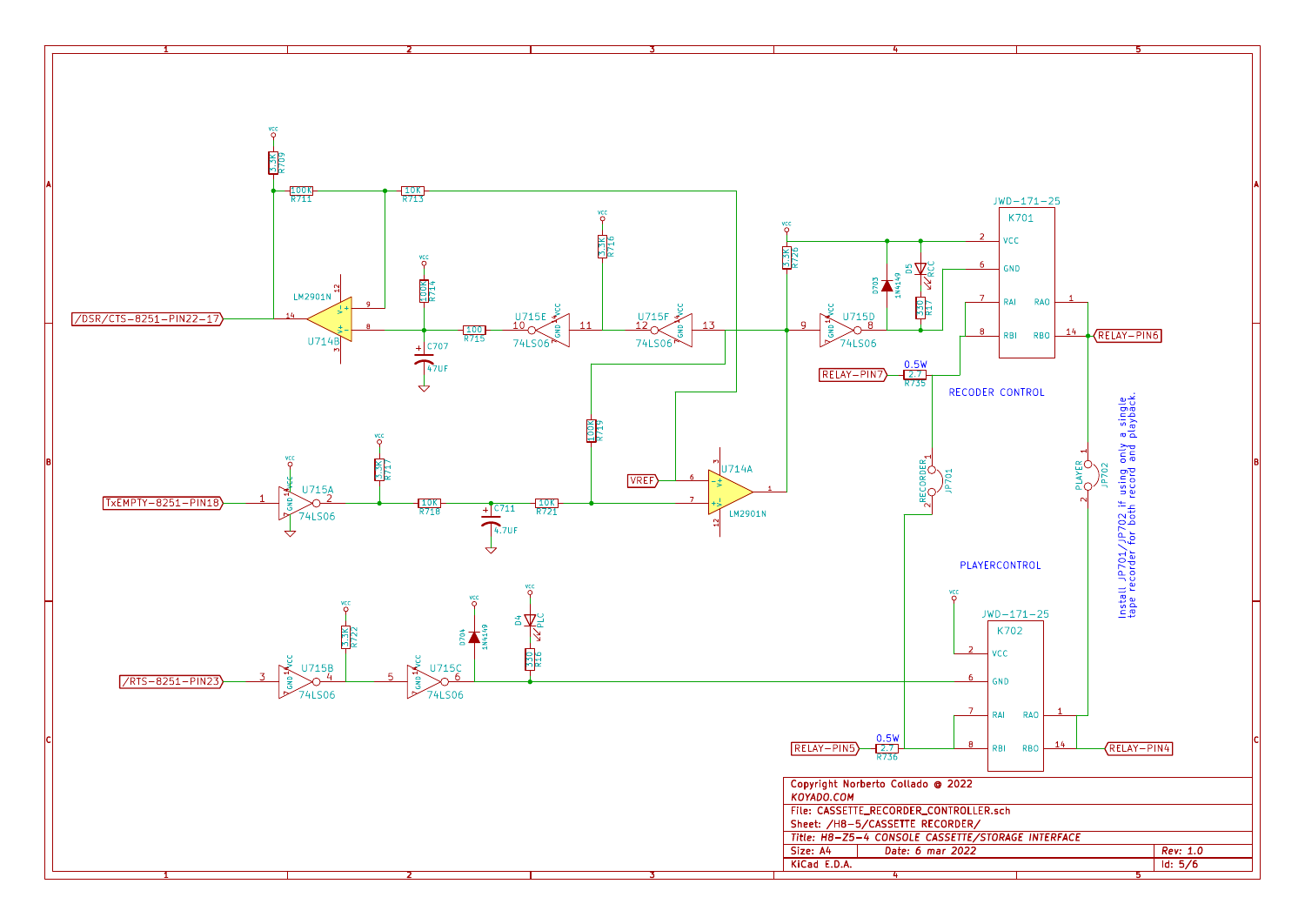RECODER CONTROL

PLAYERCONTROL

Install JP701/JP702 if using only a single tape recorder for both record and playback.

| Copyright Norberto Collado @ 2022 | |
|---|---|
| KOYADO.COM | |
| File: CASSETTE_RECORDER_CONTROLLER.sch | |
| Sheet: /H8-5/CASSETTE RECORDER/ | |
| *Title: H8-Z5-4 CONSOLE CASSETTE/STORAGE INTERFACE* | |
| Size: A4 &nbsp; Date: 6 mar 2022 | Rev: 1.0 |
| KiCad E.D.A. | Id: 5/6 |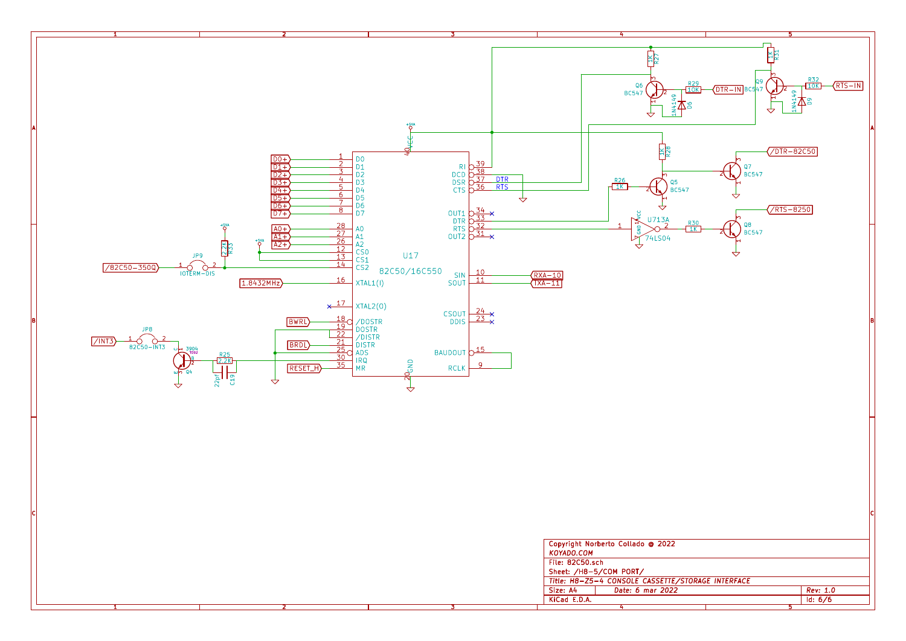U17
82C50/16C550

| Pin | Name | Net |
|---|---|---|
| 1 | D0 | D0+ |
| 2 | D1 | D1+ |
| 3 | D2 | D2+ |
| 4 | D3 | D3+ |
| 5 | D4 | D4+ |
| 6 | D5 | D5+ |
| 7 | D6 | D6+ |
| 8 | D7 | D7+ |
| 28 | A0 | A0+ |
| 27 | A1 | A1+ |
| 26 | A2 | A2+ |
| 12 | CS0 | +5VA |
| 13 | CS1 | +5VA |
| 14 | CS2 | JP9 / R33 |
| 16 | XTAL1(I) | 1.8432MHz |
| 17 | XTAL2(O) | NC |
| 18 | /DOSTR | BWRL |
| 19 | DOSTR | GND |
| 22 | /DISTR | |
| 21 | DISTR | BRDL |
| 25 | ADS | GND |
| 30 | IRQ | R25 / C19 → Q4 |
| 35 | MR | RESET_H |
| 40 | VCC | +5VA |
| 20 | GND | GND |
| 39 | RI | |
| 38 | DCD | GND |
| 37 | DSR | DTR |
| 36 | CTS | RTS |
| 34 | OUT1 | NC |
| 33 | DTR | R26 → Q5 |
| 32 | RTS | U713A |
| 31 | OUT2 | NC |
| 10 | SIN | RXA-10 |
| 11 | SOUT | TXA-11 |
| 24 | CSOUT | NC |
| 23 | DDIS | NC |
| 15 | BAUDOUT | RCLK |
| 9 | RCLK | BAUDOUT |

/82C50-350Q — JP9 IOTERM-DIS (1, 2) — R33 2.2K — +5VA

/INT3 — JP8 82C50-INT3 (1, 2) — Q4 3904 TO92 (C, B, E)

R25 2.2K, C19 22pf

Q6 BC547, R27 1K, R29 10K, D6 1N4149, DTR-IN

Q9 BC547, R31 1K, R32 10K, D9 1N4149, RTS-IN

Q5 BC547, R28 1K, R26 1K

Q7 BC547, /DTR-82C50

U713A 74LS04 (VCC, GND, 1, 2), R30 1K, Q8 BC547, /RTS-8250

Copyright Norberto Collado @ 2022
KOYADO.COM
File: 82C50.sch
Sheet: /H8-5/COM PORT/
Title: H8-Z5-4 CONSOLE CASSETTE/STORAGE INTERFACE
Size: A4 Date: 6 mar 2022 Rev: 1.0
KiCad E.D.A. Id: 6/6